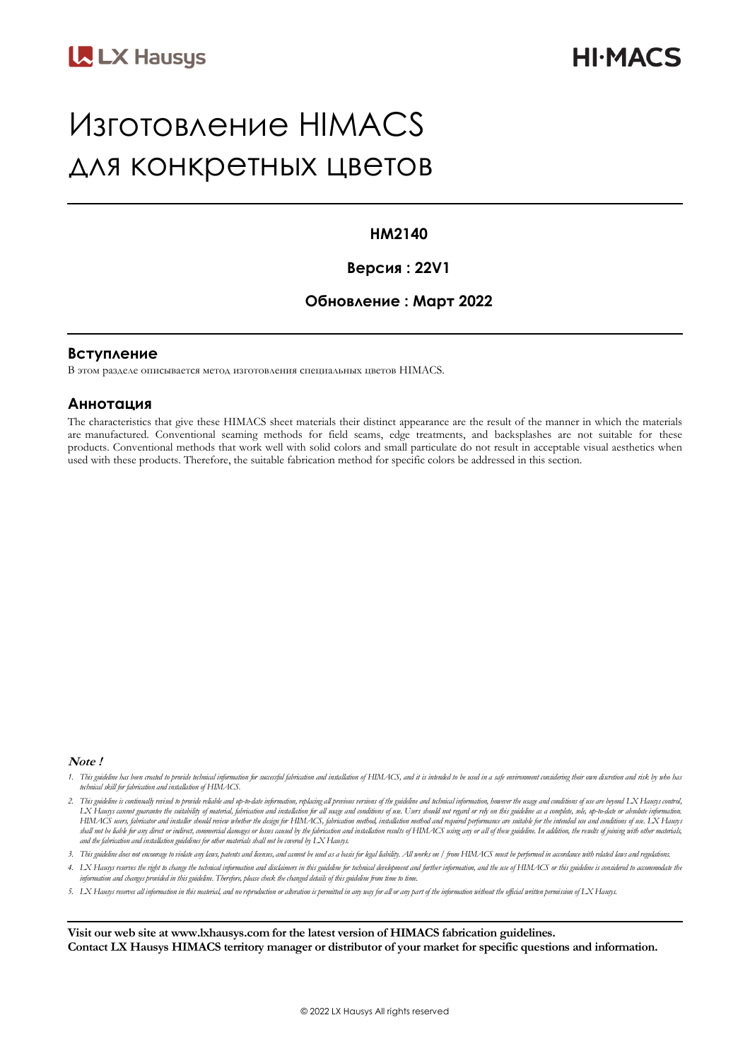LX Hausys

HI·MACS

# Изготовление HIMACS для конкретных цветов

**HM2140**

**Версия : 22V1**

**Обновление : Март 2022**

## Вступление

В этом разделе описывается метод изготовления специальных цветов HIMACS.

## Аннотация

The characteristics that give these HIMACS sheet materials their distinct appearance are the result of the manner in which the materials are manufactured. Conventional seaming methods for field seams, edge treatments, and backsplashes are not suitable for these products. Conventional methods that work well with solid colors and small particulate do not result in acceptable visual aesthetics when used with these products. Therefore, the suitable fabrication method for specific colors be addressed in this section.

***Note !***

1. *This guideline has been created to provide technical information for successful fabrication and installation of HIMACS, and it is intended to be used in a safe environment considering their own discretion and risk by who has technical skill for fabrication and installation of HIMACS.*
2. *This guideline is continually revised to provide reliable and up-to-date information, replacing all previous versions of the guideline and technical information, however the usage and conditions of use are beyond LX Hausys control, LX Hausys cannot guarantee the suitability of material, fabrication and installation for all usage and conditions of use. Users should not regard or rely on this guideline as a complete, sole, up-to-date or absolute information. HIMACS users, fabricator and installer should review whether the design for HIMACS, fabrication method, installation method and required performance are suitable for the intended use and conditions of use. LX Hausys shall not be liable for any direct or indirect, commercial damages or losses caused by the fabrication and installation results of HIMACS using any or all of these guideline. In addition, the results of joining with other materials, and the fabrication and installation guidelines for other materials shall not be covered by LX Hausys.*
3. *This guideline does not encourage to violate any laws, patents and licenses, and cannot be used as a basis for legal liability. All works on / from HIMACS must be performed in accordance with related laws and regulations.*
4. *LX Hausys reserves the right to change the technical information and disclaimers in this guideline for technical development and further information, and the use of HIMACS or this guideline is considered to accommodate the information and changes provided in this guideline. Therefore, please check the changed details of this guideline from time to time.*
5. *LX Hausys reserves all information in this material, and no reproduction or alteration is permitted in any way for all or any part of the information without the official written permission of LX Hausys.*

**Visit our web site at www.lxhausys.com for the latest version of HIMACS fabrication guidelines.**
**Contact LX Hausys HIMACS territory manager or distributor of your market for specific questions and information.**

© 2022 LX Hausys All rights reserved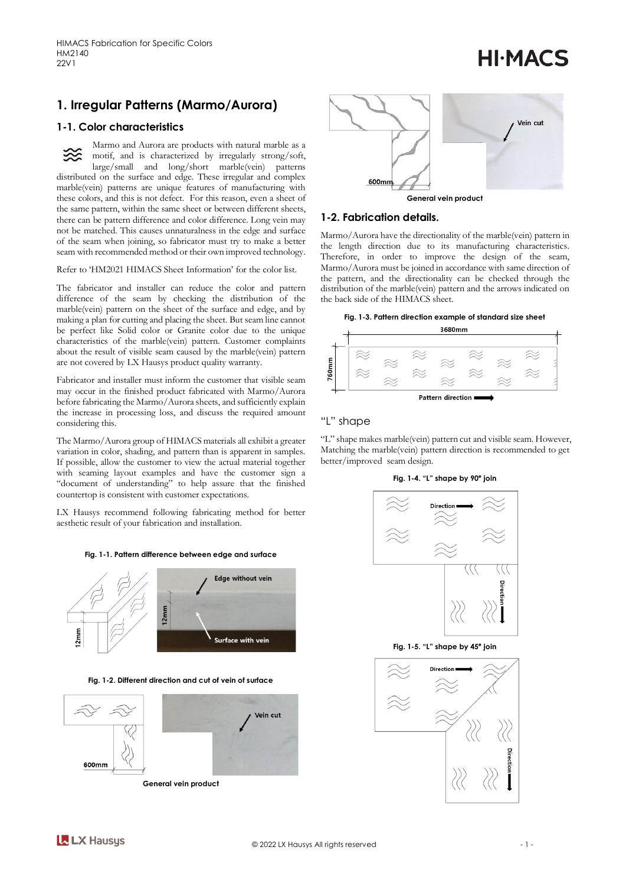# 1. Irregular Patterns (Marmo/Aurora)

## 1-1. Color characteristics

Marmo and Aurora are products with natural marble as a motif, and is characterized by irregularly strong/soft, large/small and long/short marble(vein) patterns distributed on the surface and edge. These irregular and complex marble(vein) patterns are unique features of manufacturing with these colors, and this is not defect. For this reason, even a sheet of the same pattern, within the same sheet or between different sheets, there can be pattern difference and color difference. Long vein may not be matched. This causes unnaturalness in the edge and surface of the seam when joining, so fabricator must try to make a better seam with recommended method or their own improved technology.

Refer to 'HM2021 HIMACS Sheet Information' for the color list.

The fabricator and installer can reduce the color and pattern difference of the seam by checking the distribution of the marble(vein) pattern on the sheet of the surface and edge, and by making a plan for cutting and placing the sheet. But seam line cannot be perfect like Solid color or Granite color due to the unique characteristics of the marble(vein) pattern. Customer complaints about the result of visible seam caused by the marble(vein) pattern are not covered by LX Hausys product quality warranty.

Fabricator and installer must inform the customer that visible seam may occur in the finished product fabricated with Marmo/Aurora before fabricating the Marmo/Aurora sheets, and sufficiently explain the increase in processing loss, and discuss the required amount considering this.

The Marmo/Aurora group of HIMACS materials all exhibit a greater variation in color, shading, and pattern than is apparent in samples. If possible, allow the customer to view the actual material together with seaming layout examples and have the customer sign a "document of understanding" to help assure that the finished countertop is consistent with customer expectations.

LX Hausys recommend following fabricating method for better aesthetic result of your fabrication and installation.

**Fig. 1-1. Pattern difference between edge and surface**

12mm | Edge without vein | Surface with vein

**Fig. 1-2. Different direction and cut of vein of surface**

600mm | Vein cut

General vein product

600mm | Vein cut

General vein product

## 1-2. Fabrication details.

Marmo/Aurora have the directionality of the marble(vein) pattern in the length direction due to its manufacturing characteristics. Therefore, in order to improve the design of the seam, Marmo/Aurora must be joined in accordance with same direction of the pattern, and the directionality can be checked through the distribution of the marble(vein) pattern and the arrows indicated on the back side of the HIMACS sheet.

**Fig. 1-3. Pattern direction example of standard size sheet**

3680mm | 760mm | Pattern direction

### "L" shape

"L" shape makes marble(vein) pattern cut and visible seam. However, Matching the marble(vein) pattern direction is recommended to get better/improved seam design.

**Fig. 1-4. "L" shape by 90° join**

Direction | Direction

**Fig. 1-5. "L" shape by 45° join**

Direction | Direction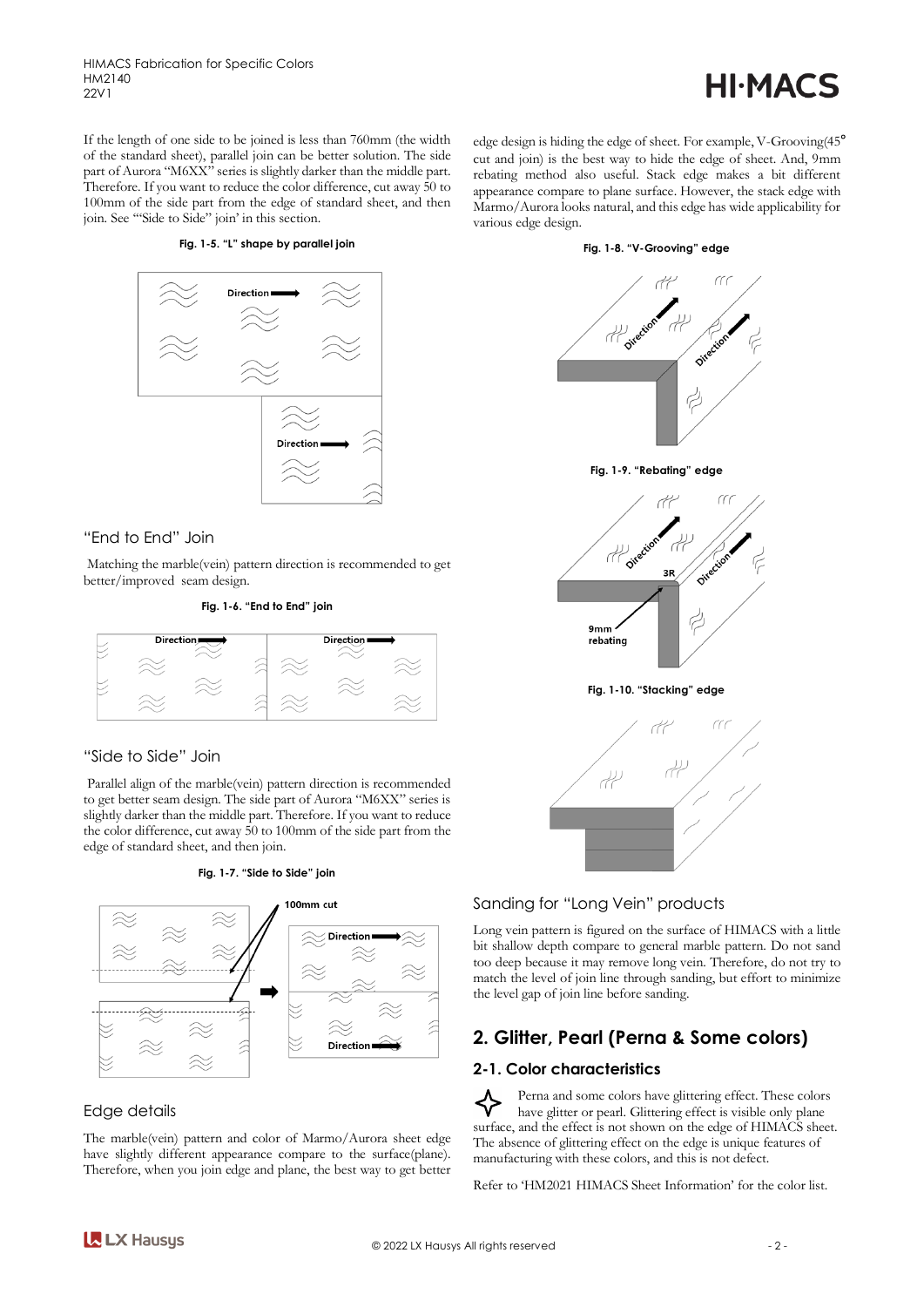If the length of one side to be joined is less than 760mm (the width of the standard sheet), parallel join can be better solution. The side part of Aurora "M6XX" series is slightly darker than the middle part. Therefore. If you want to reduce the color difference, cut away 50 to 100mm of the side part from the edge of standard sheet, and then join. See "'Side to Side" join' in this section.

**Fig. 1-5. "L" shape by parallel join**

### "End to End" Join

Matching the marble(vein) pattern direction is recommended to get better/improved seam design.

**Fig. 1-6. "End to End" join**

### "Side to Side" Join

Parallel align of the marble(vein) pattern direction is recommended to get better seam design. The side part of Aurora "M6XX" series is slightly darker than the middle part. Therefore. If you want to reduce the color difference, cut away 50 to 100mm of the side part from the edge of standard sheet, and then join.

**Fig. 1-7. "Side to Side" join**

### Edge details

The marble(vein) pattern and color of Marmo/Aurora sheet edge have slightly different appearance compare to the surface(plane). Therefore, when you join edge and plane, the best way to get better edge design is hiding the edge of sheet. For example, V-Grooving(45° cut and join) is the best way to hide the edge of sheet. And, 9mm rebating method also useful. Stack edge makes a bit different appearance compare to plane surface. However, the stack edge with Marmo/Aurora looks natural, and this edge has wide applicability for various edge design.

**Fig. 1-8. "V-Grooving" edge**

**Fig. 1-9. "Rebating" edge**

**Fig. 1-10. "Stacking" edge**

### Sanding for "Long Vein" products

Long vein pattern is figured on the surface of HIMACS with a little bit shallow depth compare to general marble pattern. Do not sand too deep because it may remove long vein. Therefore, do not try to match the level of join line through sanding, but effort to minimize the level gap of join line before sanding.

## 2. Glitter, Pearl (Perna & Some colors)

### 2-1. Color characteristics

Perna and some colors have glittering effect. These colors have glitter or pearl. Glittering effect is visible only plane surface, and the effect is not shown on the edge of HIMACS sheet. The absence of glittering effect on the edge is unique features of manufacturing with these colors, and this is not defect.

Refer to 'HM2021 HIMACS Sheet Information' for the color list.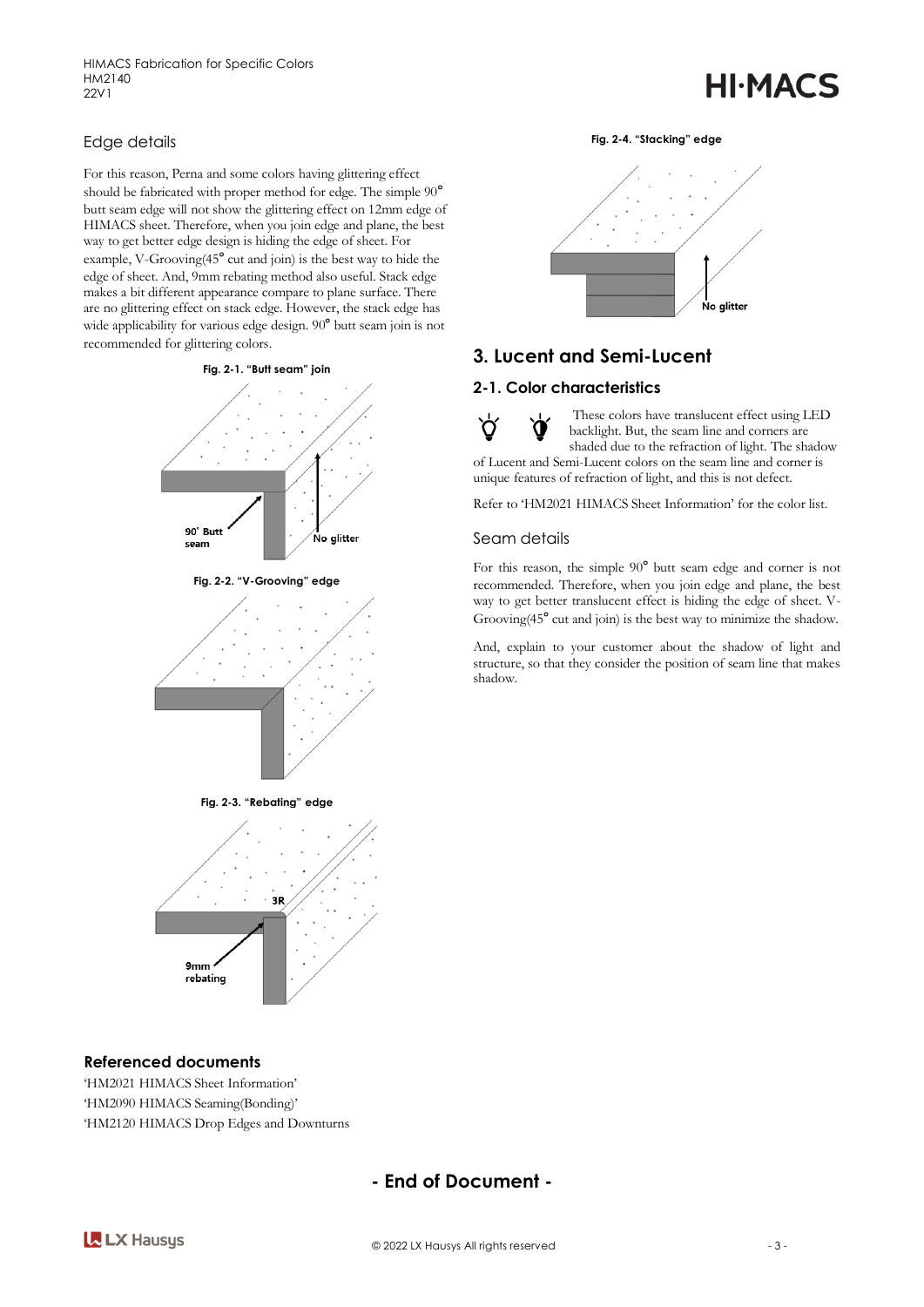## Edge details

For this reason, Perna and some colors having glittering effect should be fabricated with proper method for edge. The simple 90° butt seam edge will not show the glittering effect on 12mm edge of HIMACS sheet. Therefore, when you join edge and plane, the best way to get better edge design is hiding the edge of sheet. For example, V-Grooving(45° cut and join) is the best way to hide the edge of sheet. And, 9mm rebating method also useful. Stack edge makes a bit different appearance compare to plane surface. There are no glittering effect on stack edge. However, the stack edge has wide applicability for various edge design. 90° butt seam join is not recommended for glittering colors.

**Fig. 2-1. "Butt seam" join**

90° Butt seam

No glitter

**Fig. 2-2. "V-Grooving" edge**

**Fig. 2-3. "Rebating" edge**

3R

9mm rebating

**Fig. 2-4. "Stacking" edge**

No glitter

## 3. Lucent and Semi-Lucent

### 2-1. Color characteristics

These colors have translucent effect using LED backlight. But, the seam line and corners are shaded due to the refraction of light. The shadow of Lucent and Semi-Lucent colors on the seam line and corner is unique features of refraction of light, and this is not defect.

Refer to 'HM2021 HIMACS Sheet Information' for the color list.

### Seam details

For this reason, the simple 90° butt seam edge and corner is not recommended. Therefore, when you join edge and plane, the best way to get better translucent effect is hiding the edge of sheet. V-Grooving(45° cut and join) is the best way to minimize the shadow.

And, explain to your customer about the shadow of light and structure, so that they consider the position of seam line that makes shadow.

### Referenced documents

'HM2021 HIMACS Sheet Information'
'HM2090 HIMACS Seaming(Bonding)'
'HM2120 HIMACS Drop Edges and Downturns

**- End of Document -**